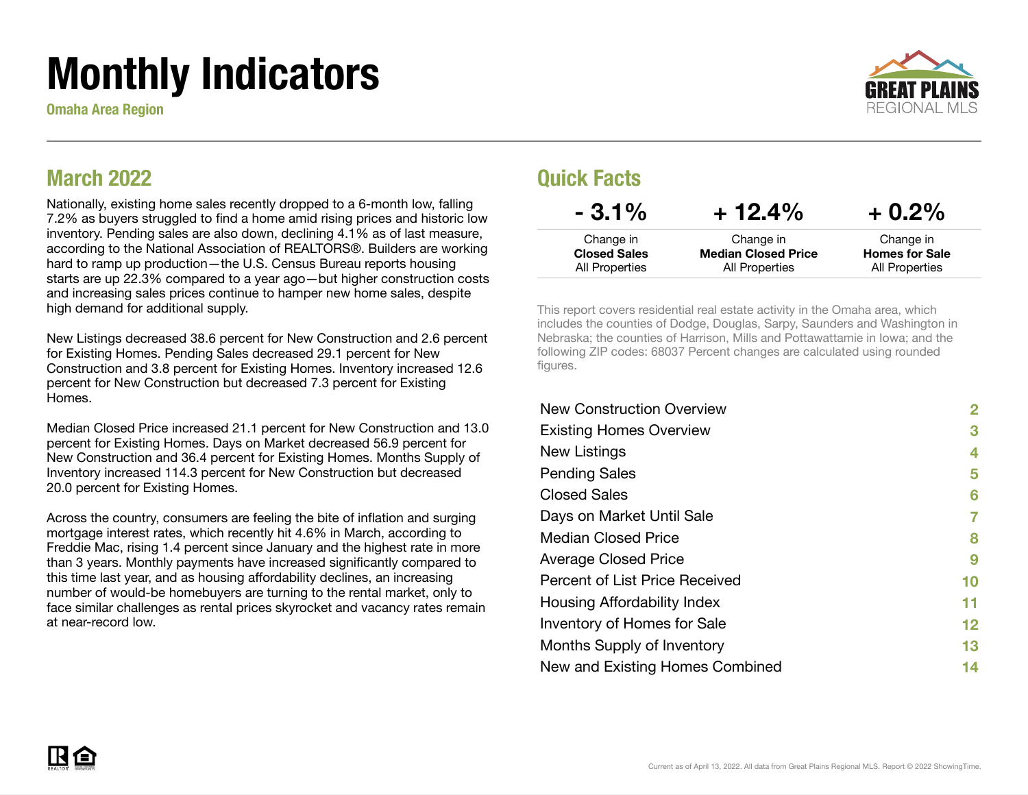# Monthly Indicators

**Omaha Area Region**

## March 2022

Nationally, existing home sales recently dropped to a 6-month low, falling 7.2% as buyers struggled to find a home amid rising prices and historic low inventory. Pending sales are also down, declining 4.1% as of last measure, according to the National Association of REALTORS®. Builders are working hard to ramp up production—the U.S. Census Bureau reports housing starts are up 22.3% compared to a year ago—but higher construction costs and increasing sales prices continue to hamper new home sales, despite high demand for additional supply.

New Listings decreased 38.6 percent for New Construction and 2.6 percent for Existing Homes. Pending Sales decreased 29.1 percent for New Construction and 3.8 percent for Existing Homes. Inventory increased 12.6 percent for New Construction but decreased 7.3 percent for Existing Homes.

Median Closed Price increased 21.1 percent for New Construction and 13.0 percent for Existing Homes. Days on Market decreased 56.9 percent for New Construction and 36.4 percent for Existing Homes. Months Supply of Inventory increased 114.3 percent for New Construction but decreased 20.0 percent for Existing Homes.

Across the country, consumers are feeling the bite of inflation and surging mortgage interest rates, which recently hit 4.6% in March, according to Freddie Mac, rising 1.4 percent since January and the highest rate in more than 3 years. Monthly payments have increased significantly compared to this time last year, and as housing affordability declines, an increasing number of would-be homebuyers are turning to the rental market, only to face similar challenges as rental prices skyrocket and vacancy rates remain at near-record low.

## Quick Facts

| - 3.1% | + 12.4% | + 0.2% |
| --- | --- | --- |
| Change in **Closed Sales** All Properties | Change in **Median Closed Price** All Properties | Change in **Homes for Sale** All Properties |

This report covers residential real estate activity in the Omaha area, which includes the counties of Dodge, Douglas, Sarpy, Saunders and Washington in Nebraska; the counties of Harrison, Mills and Pottawattamie in Iowa; and the following ZIP codes: 68037 Percent changes are calculated using rounded figures.

| | |
| --- | --- |
| New Construction Overview | 2 |
| Existing Homes Overview | 3 |
| New Listings | 4 |
| Pending Sales | 5 |
| Closed Sales | 6 |
| Days on Market Until Sale | 7 |
| Median Closed Price | 8 |
| Average Closed Price | 9 |
| Percent of List Price Received | 10 |
| Housing Affordability Index | 11 |
| Inventory of Homes for Sale | 12 |
| Months Supply of Inventory | 13 |
| New and Existing Homes Combined | 14 |

Current as of April 13, 2022. All data from Great Plains Regional MLS. Report © 2022 ShowingTime.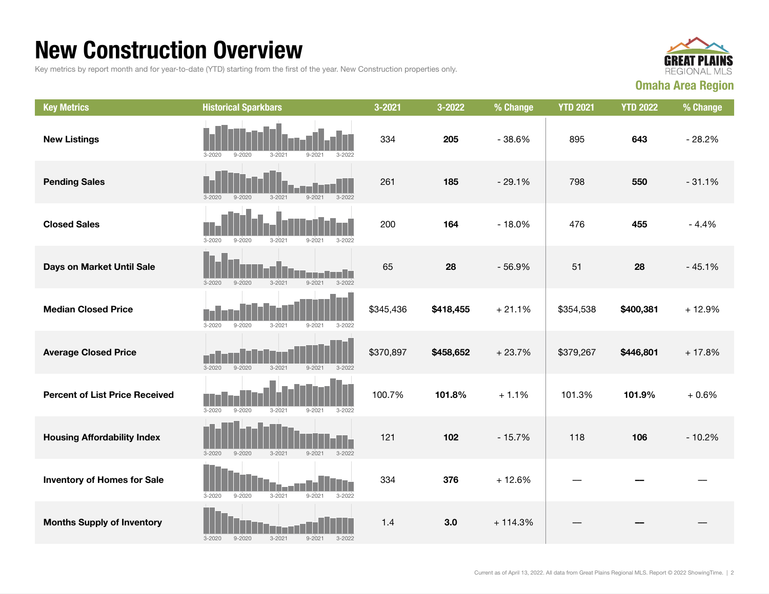# New Construction Overview

Key metrics by report month and for year-to-date (YTD) starting from the first of the year. New Construction properties only.

GREAT PLAINS REGIONAL MLS

**Omaha Area Region**

| Key Metrics | Historical Sparkbars | 3-2021 | 3-2022 | % Change | YTD 2021 | YTD 2022 | % Change |
|---|---|---|---|---|---|---|---|
| **New Listings** | 3-2020 9-2020 3-2021 9-2021 3-2022 | 334 | **205** | - 38.6% | 895 | **643** | - 28.2% |
| **Pending Sales** | 3-2020 9-2020 3-2021 9-2021 3-2022 | 261 | **185** | - 29.1% | 798 | **550** | - 31.1% |
| **Closed Sales** | 3-2020 9-2020 3-2021 9-2021 3-2022 | 200 | **164** | - 18.0% | 476 | **455** | - 4.4% |
| **Days on Market Until Sale** | 3-2020 9-2020 3-2021 9-2021 3-2022 | 65 | **28** | - 56.9% | 51 | **28** | - 45.1% |
| **Median Closed Price** | 3-2020 9-2020 3-2021 9-2021 3-2022 | $345,436 | **$418,455** | + 21.1% | $354,538 | **$400,381** | + 12.9% |
| **Average Closed Price** | 3-2020 9-2020 3-2021 9-2021 3-2022 | $370,897 | **$458,652** | + 23.7% | $379,267 | **$446,801** | + 17.8% |
| **Percent of List Price Received** | 3-2020 9-2020 3-2021 9-2021 3-2022 | 100.7% | **101.8%** | + 1.1% | 101.3% | **101.9%** | + 0.6% |
| **Housing Affordability Index** | 3-2020 9-2020 3-2021 9-2021 3-2022 | 121 | **102** | - 15.7% | 118 | **106** | - 10.2% |
| **Inventory of Homes for Sale** | 3-2020 9-2020 3-2021 9-2021 3-2022 | 334 | **376** | + 12.6% | — | **—** | — |
| **Months Supply of Inventory** | 3-2020 9-2020 3-2021 9-2021 3-2022 | 1.4 | **3.0** | + 114.3% | — | **—** | — |

Current as of April 13, 2022. All data from Great Plains Regional MLS. Report © 2022 ShowingTime.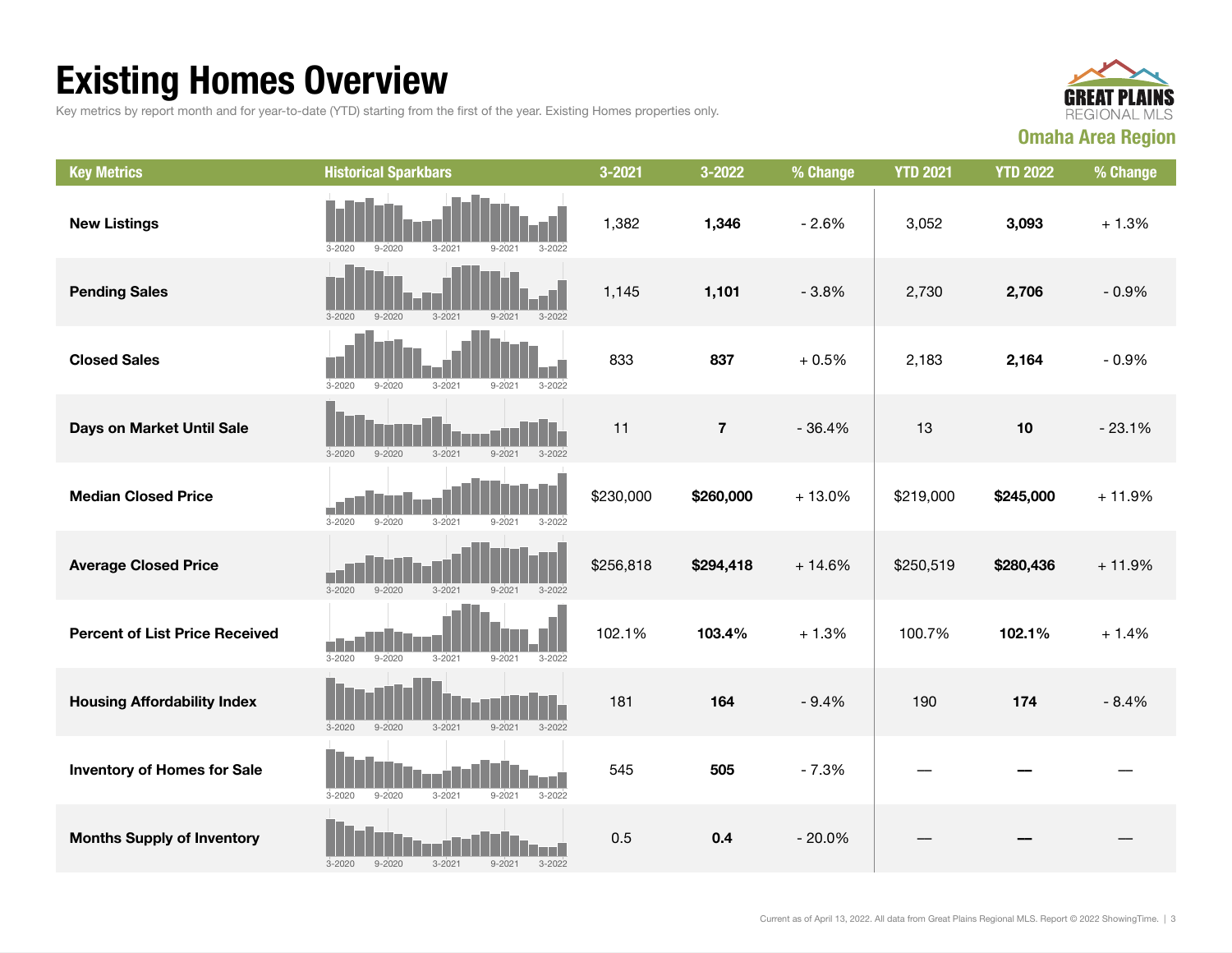# Existing Homes Overview

Key metrics by report month and for year-to-date (YTD) starting from the first of the year. Existing Homes properties only.

GREAT PLAINS REGIONAL MLS

**Omaha Area Region**

| Key Metrics | Historical Sparkbars | 3-2021 | 3-2022 | % Change | YTD 2021 | YTD 2022 | % Change |
|---|---|---|---|---|---|---|---|
| **New Listings** | 3-2020 9-2020 3-2021 9-2021 3-2022 | 1,382 | **1,346** | - 2.6% | 3,052 | **3,093** | + 1.3% |
| **Pending Sales** | 3-2020 9-2020 3-2021 9-2021 3-2022 | 1,145 | **1,101** | - 3.8% | 2,730 | **2,706** | - 0.9% |
| **Closed Sales** | 3-2020 9-2020 3-2021 9-2021 3-2022 | 833 | **837** | + 0.5% | 2,183 | **2,164** | - 0.9% |
| **Days on Market Until Sale** | 3-2020 9-2020 3-2021 9-2021 3-2022 | 11 | **7** | - 36.4% | 13 | **10** | - 23.1% |
| **Median Closed Price** | 3-2020 9-2020 3-2021 9-2021 3-2022 | $230,000 | **$260,000** | + 13.0% | $219,000 | **$245,000** | + 11.9% |
| **Average Closed Price** | 3-2020 9-2020 3-2021 9-2021 3-2022 | $256,818 | **$294,418** | + 14.6% | $250,519 | **$280,436** | + 11.9% |
| **Percent of List Price Received** | 3-2020 9-2020 3-2021 9-2021 3-2022 | 102.1% | **103.4%** | + 1.3% | 100.7% | **102.1%** | + 1.4% |
| **Housing Affordability Index** | 3-2020 9-2020 3-2021 9-2021 3-2022 | 181 | **164** | - 9.4% | 190 | **174** | - 8.4% |
| **Inventory of Homes for Sale** | 3-2020 9-2020 3-2021 9-2021 3-2022 | 545 | **505** | - 7.3% | — | **—** | — |
| **Months Supply of Inventory** | 3-2020 9-2020 3-2021 9-2021 3-2022 | 0.5 | **0.4** | - 20.0% | — | **—** | — |

Current as of April 13, 2022. All data from Great Plains Regional MLS. Report © 2022 ShowingTime.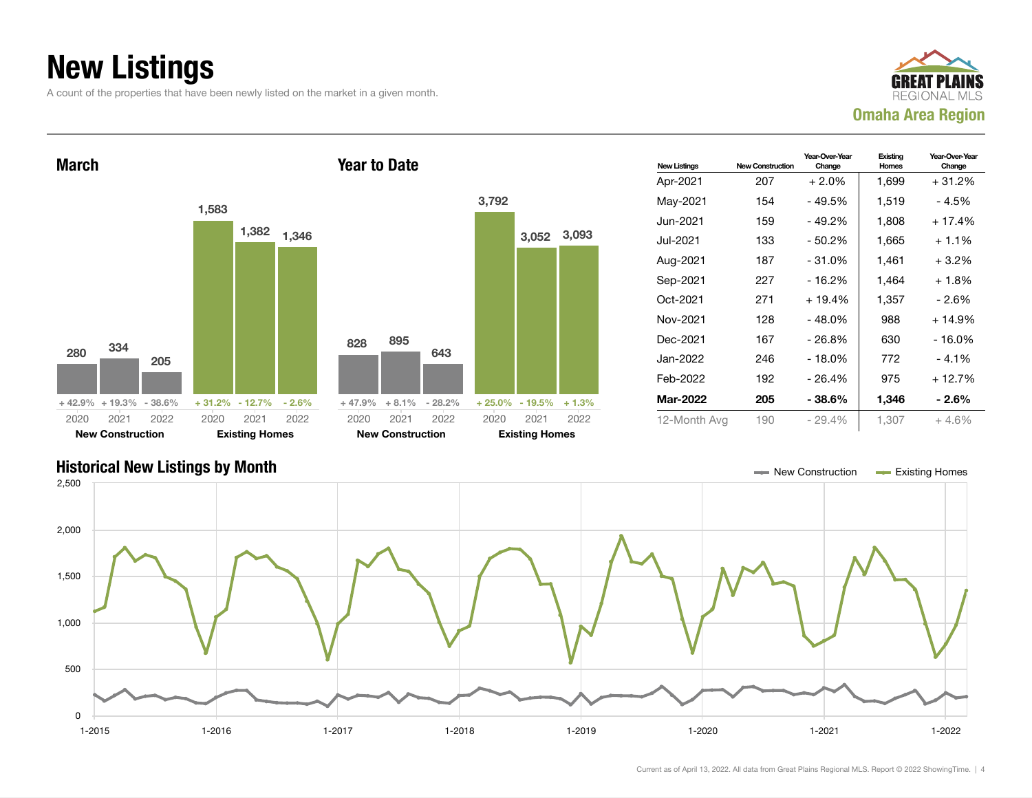# New Listings

A count of the properties that have been newly listed on the market in a given month.

GREAT PLAINS REGIONAL MLS

**Omaha Area Region**

## March

| | 2020 | 2021 | 2022 |
|---|---|---|---|
| New Construction | 280 | 334 | 205 |
| Change | + 42.9% | + 19.3% | - 38.6% |
| Existing Homes | 1,583 | 1,382 | 1,346 |
| Change | + 31.2% | - 12.7% | - 2.6% |

## Year to Date

| | 2020 | 2021 | 2022 |
|---|---|---|---|
| New Construction | 828 | 895 | 643 |
| Change | + 47.9% | + 8.1% | - 28.2% |
| Existing Homes | 3,792 | 3,052 | 3,093 |
| Change | + 25.0% | - 19.5% | + 1.3% |

| New Listings | New Construction | Year-Over-Year Change | Existing Homes | Year-Over-Year Change |
|---|---|---|---|---|
| Apr-2021 | 207 | + 2.0% | 1,699 | + 31.2% |
| May-2021 | 154 | - 49.5% | 1,519 | - 4.5% |
| Jun-2021 | 159 | - 49.2% | 1,808 | + 17.4% |
| Jul-2021 | 133 | - 50.2% | 1,665 | + 1.1% |
| Aug-2021 | 187 | - 31.0% | 1,461 | + 3.2% |
| Sep-2021 | 227 | - 16.2% | 1,464 | + 1.8% |
| Oct-2021 | 271 | + 19.4% | 1,357 | - 2.6% |
| Nov-2021 | 128 | - 48.0% | 988 | + 14.9% |
| Dec-2021 | 167 | - 26.8% | 630 | - 16.0% |
| Jan-2022 | 246 | - 18.0% | 772 | - 4.1% |
| Feb-2022 | 192 | - 26.4% | 975 | + 12.7% |
| **Mar-2022** | **205** | **- 38.6%** | **1,346** | **- 2.6%** |
| 12-Month Avg | 190 | - 29.4% | 1,307 | + 4.6% |

## Historical New Listings by Month

New Construction / Existing Homes

Current as of April 13, 2022. All data from Great Plains Regional MLS. Report © 2022 ShowingTime.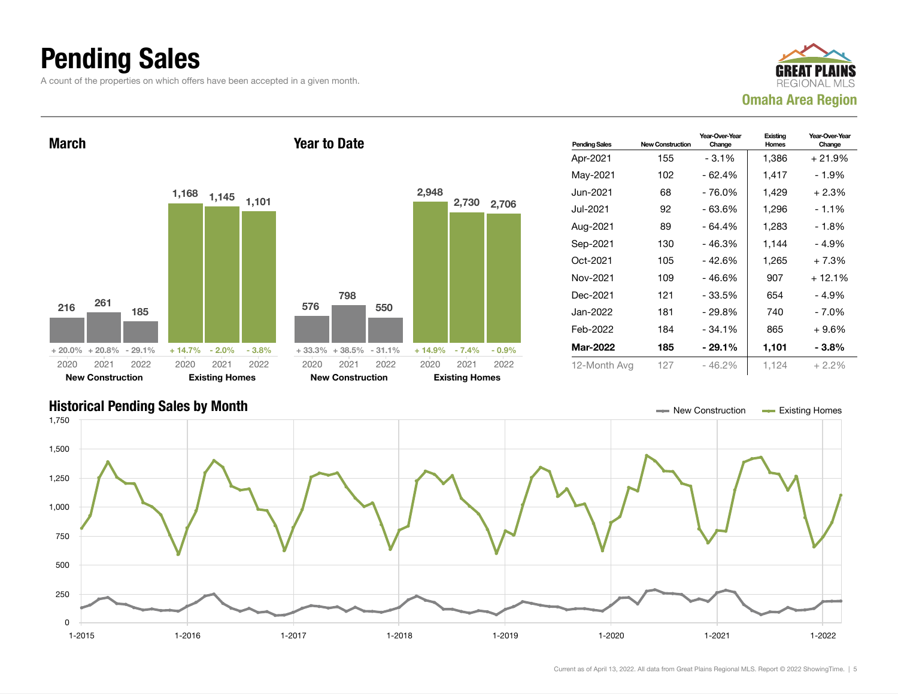# Pending Sales

A count of the properties on which offers have been accepted in a given month.

**GREAT PLAINS REGIONAL MLS**
**Omaha Area Region**

## March

| | 2020 | 2021 | 2022 |
|---|---|---|---|
| New Construction | 216 | 261 | 185 |
| Change | + 20.0% | + 20.8% | - 29.1% |
| Existing Homes | 1,168 | 1,145 | 1,101 |
| Change | + 14.7% | - 2.0% | - 3.8% |

## Year to Date

| | 2020 | 2021 | 2022 |
|---|---|---|---|
| New Construction | 576 | 798 | 550 |
| Change | + 33.3% | + 38.5% | - 31.1% |
| Existing Homes | 2,948 | 2,730 | 2,706 |
| Change | + 14.9% | - 7.4% | - 0.9% |

| Pending Sales | New Construction | Year-Over-Year Change | Existing Homes | Year-Over-Year Change |
|---|---|---|---|---|
| Apr-2021 | 155 | - 3.1% | 1,386 | + 21.9% |
| May-2021 | 102 | - 62.4% | 1,417 | - 1.9% |
| Jun-2021 | 68 | - 76.0% | 1,429 | + 2.3% |
| Jul-2021 | 92 | - 63.6% | 1,296 | - 1.1% |
| Aug-2021 | 89 | - 64.4% | 1,283 | - 1.8% |
| Sep-2021 | 130 | - 46.3% | 1,144 | - 4.9% |
| Oct-2021 | 105 | - 42.6% | 1,265 | + 7.3% |
| Nov-2021 | 109 | - 46.6% | 907 | + 12.1% |
| Dec-2021 | 121 | - 33.5% | 654 | - 4.9% |
| Jan-2022 | 181 | - 29.8% | 740 | - 7.0% |
| Feb-2022 | 184 | - 34.1% | 865 | + 9.6% |
| **Mar-2022** | **185** | **- 29.1%** | **1,101** | **- 3.8%** |
| 12-Month Avg | 127 | - 46.2% | 1,124 | + 2.2% |

## Historical Pending Sales by Month

New Construction — Existing Homes

Current as of April 13, 2022. All data from Great Plains Regional MLS. Report © 2022 ShowingTime.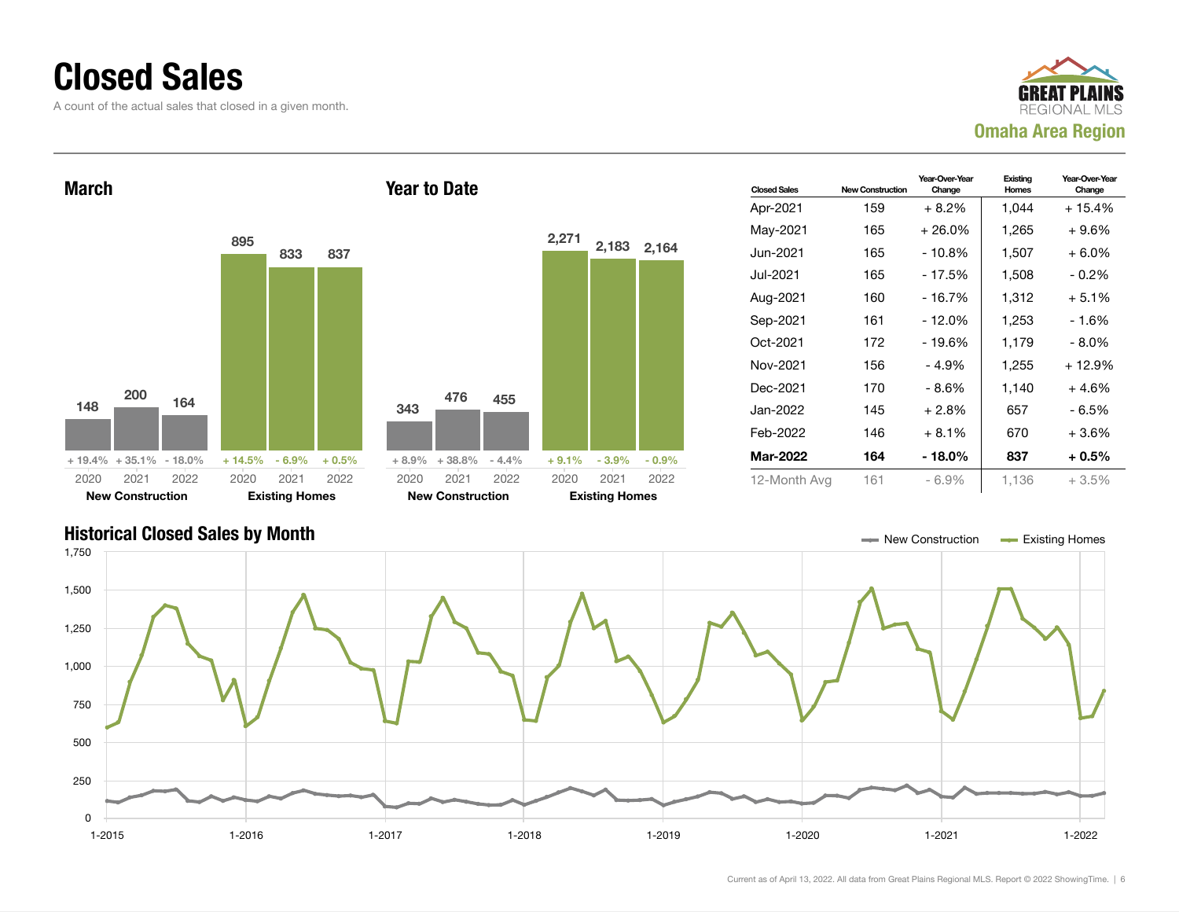# Closed Sales

A count of the actual sales that closed in a given month.

GREAT PLAINS REGIONAL MLS

**Omaha Area Region**

## March

| | 2020 | 2021 | 2022 |
|---|---|---|---|
| New Construction | 148 | 200 | 164 |
| | + 19.4% | + 35.1% | - 18.0% |
| Existing Homes | 895 | 833 | 837 |
| | + 14.5% | - 6.9% | + 0.5% |

## Year to Date

| | 2020 | 2021 | 2022 |
|---|---|---|---|
| New Construction | 343 | 476 | 455 |
| | + 8.9% | + 38.8% | - 4.4% |
| Existing Homes | 2,271 | 2,183 | 2,164 |
| | + 9.1% | - 3.9% | - 0.9% |

| Closed Sales | New Construction | Year-Over-Year Change | Existing Homes | Year-Over-Year Change |
|---|---|---|---|---|
| Apr-2021 | 159 | + 8.2% | 1,044 | + 15.4% |
| May-2021 | 165 | + 26.0% | 1,265 | + 9.6% |
| Jun-2021 | 165 | - 10.8% | 1,507 | + 6.0% |
| Jul-2021 | 165 | - 17.5% | 1,508 | - 0.2% |
| Aug-2021 | 160 | - 16.7% | 1,312 | + 5.1% |
| Sep-2021 | 161 | - 12.0% | 1,253 | - 1.6% |
| Oct-2021 | 172 | - 19.6% | 1,179 | - 8.0% |
| Nov-2021 | 156 | - 4.9% | 1,255 | + 12.9% |
| Dec-2021 | 170 | - 8.6% | 1,140 | + 4.6% |
| Jan-2022 | 145 | + 2.8% | 657 | - 6.5% |
| Feb-2022 | 146 | + 8.1% | 670 | + 3.6% |
| **Mar-2022** | **164** | **- 18.0%** | **837** | **+ 0.5%** |
| 12-Month Avg | 161 | - 6.9% | 1,136 | + 3.5% |

## Historical Closed Sales by Month

New Construction — Existing Homes

Current as of April 13, 2022. All data from Great Plains Regional MLS. Report © 2022 ShowingTime.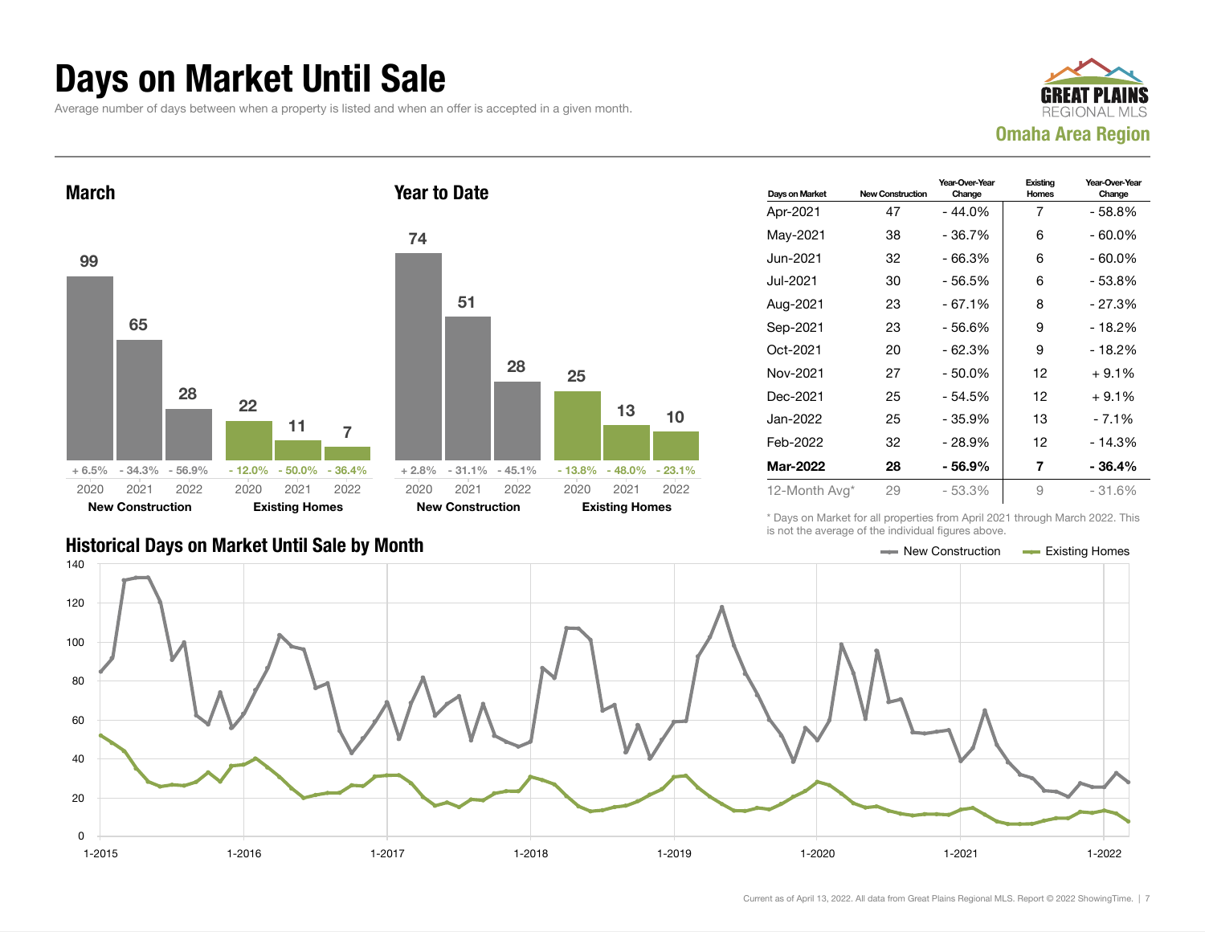# Days on Market Until Sale

Average number of days between when a property is listed and when an offer is accepted in a given month.

GREAT PLAINS REGIONAL MLS

**Omaha Area Region**

## March

| | 2020 | 2021 | 2022 |
|---|---|---|---|
| New Construction | 99 | 65 | 28 |
| Change | + 6.5% | - 34.3% | - 56.9% |
| Existing Homes | 22 | 11 | 7 |
| Change | - 12.0% | - 50.0% | - 36.4% |

## Year to Date

| | 2020 | 2021 | 2022 |
|---|---|---|---|
| New Construction | 74 | 51 | 28 |
| Change | + 2.8% | - 31.1% | - 45.1% |
| Existing Homes | 25 | 13 | 10 |
| Change | - 13.8% | - 48.0% | - 23.1% |

| Days on Market | New Construction | Year-Over-Year Change | Existing Homes | Year-Over-Year Change |
|---|---|---|---|---|
| Apr-2021 | 47 | - 44.0% | 7 | - 58.8% |
| May-2021 | 38 | - 36.7% | 6 | - 60.0% |
| Jun-2021 | 32 | - 66.3% | 6 | - 60.0% |
| Jul-2021 | 30 | - 56.5% | 6 | - 53.8% |
| Aug-2021 | 23 | - 67.1% | 8 | - 27.3% |
| Sep-2021 | 23 | - 56.6% | 9 | - 18.2% |
| Oct-2021 | 20 | - 62.3% | 9 | - 18.2% |
| Nov-2021 | 27 | - 50.0% | 12 | + 9.1% |
| Dec-2021 | 25 | - 54.5% | 12 | + 9.1% |
| Jan-2022 | 25 | - 35.9% | 13 | - 7.1% |
| Feb-2022 | 32 | - 28.9% | 12 | - 14.3% |
| **Mar-2022** | **28** | **- 56.9%** | **7** | **- 36.4%** |
| 12-Month Avg* | 29 | - 53.3% | 9 | - 31.6% |

\* Days on Market for all properties from April 2021 through March 2022. This is not the average of the individual figures above.

## Historical Days on Market Until Sale by Month

New Construction / Existing Homes

Current as of April 13, 2022. All data from Great Plains Regional MLS. Report © 2022 ShowingTime.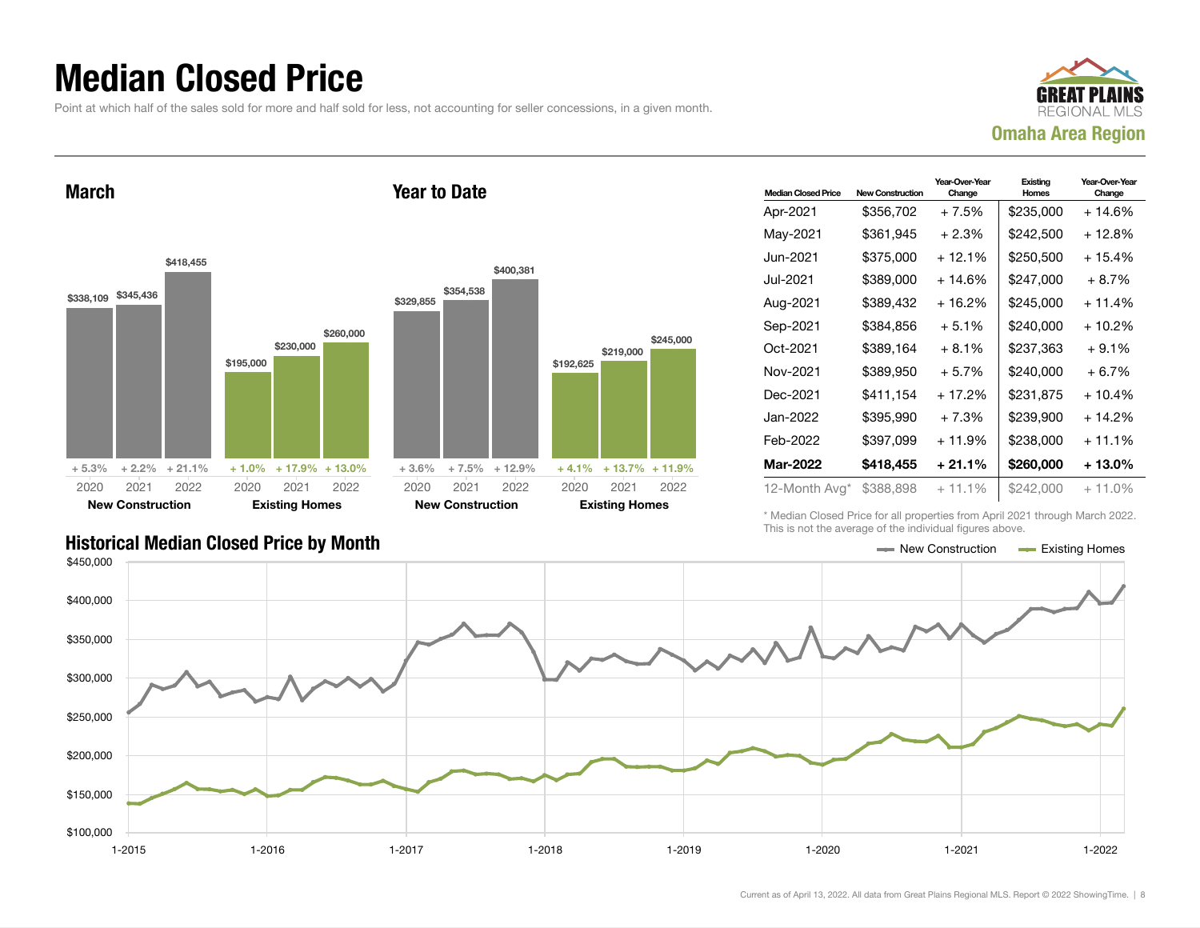# Median Closed Price

Point at which half of the sales sold for more and half sold for less, not accounting for seller concessions, in a given month.

GREAT PLAINS REGIONAL MLS
**Omaha Area Region**

## March

| | 2020 | 2021 | 2022 |
|---|---|---|---|
| New Construction | $338,109 | $345,436 | $418,455 |
| Change | + 5.3% | + 2.2% | + 21.1% |
| Existing Homes | $195,000 | $230,000 | $260,000 |
| Change | + 1.0% | + 17.9% | + 13.0% |

## Year to Date

| | 2020 | 2021 | 2022 |
|---|---|---|---|
| New Construction | $329,855 | $354,538 | $400,381 |
| Change | + 3.6% | + 7.5% | + 12.9% |
| Existing Homes | $192,625 | $219,000 | $245,000 |
| Change | + 4.1% | + 13.7% | + 11.9% |

| Median Closed Price | New Construction | Year-Over-Year Change | Existing Homes | Year-Over-Year Change |
|---|---|---|---|---|
| Apr-2021 | $356,702 | + 7.5% | $235,000 | + 14.6% |
| May-2021 | $361,945 | + 2.3% | $242,500 | + 12.8% |
| Jun-2021 | $375,000 | + 12.1% | $250,500 | + 15.4% |
| Jul-2021 | $389,000 | + 14.6% | $247,000 | + 8.7% |
| Aug-2021 | $389,432 | + 16.2% | $245,000 | + 11.4% |
| Sep-2021 | $384,856 | + 5.1% | $240,000 | + 10.2% |
| Oct-2021 | $389,164 | + 8.1% | $237,363 | + 9.1% |
| Nov-2021 | $389,950 | + 5.7% | $240,000 | + 6.7% |
| Dec-2021 | $411,154 | + 17.2% | $231,875 | + 10.4% |
| Jan-2022 | $395,990 | + 7.3% | $239,900 | + 14.2% |
| Feb-2022 | $397,099 | + 11.9% | $238,000 | + 11.1% |
| **Mar-2022** | **$418,455** | **+ 21.1%** | **$260,000** | **+ 13.0%** |
| 12-Month Avg* | $388,898 | + 11.1% | $242,000 | + 11.0% |

\* Median Closed Price for all properties from April 2021 through March 2022. This is not the average of the individual figures above.

## Historical Median Closed Price by Month

Current as of April 13, 2022. All data from Great Plains Regional MLS. Report © 2022 ShowingTime.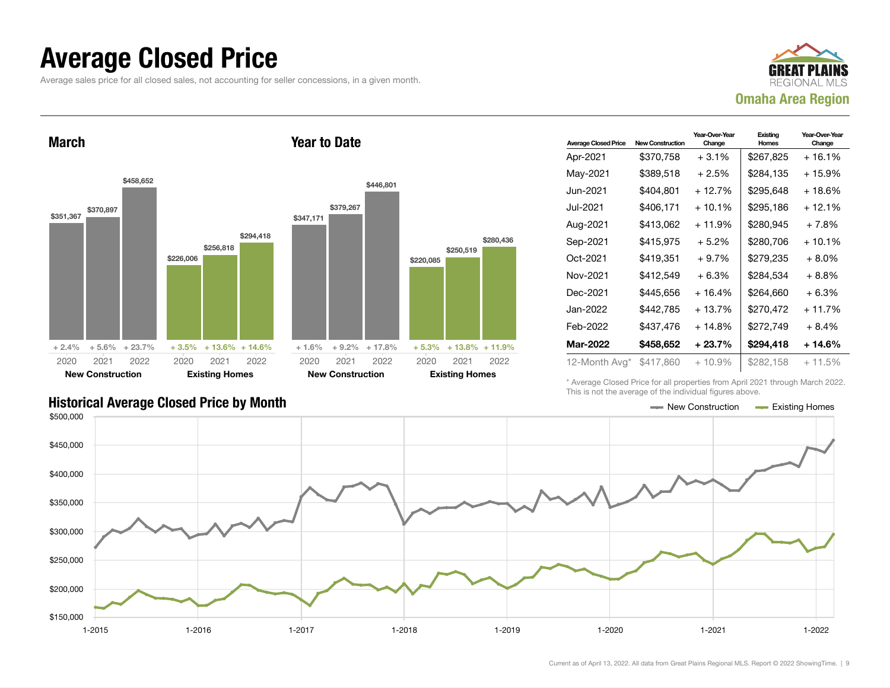# Average Closed Price

Average sales price for all closed sales, not accounting for seller concessions, in a given month.

GREAT PLAINS REGIONAL MLS

**Omaha Area Region**

## March

| | 2020 | 2021 | 2022 |
|---|---|---|---|
| New Construction | $351,367 (+ 2.4%) | $370,897 (+ 5.6%) | $458,652 (+ 23.7%) |
| Existing Homes | $226,006 (+ 3.5%) | $256,818 (+ 13.6%) | $294,418 (+ 14.6%) |

## Year to Date

| | 2020 | 2021 | 2022 |
|---|---|---|---|
| New Construction | $347,171 (+ 1.6%) | $379,267 (+ 9.2%) | $446,801 (+ 17.8%) |
| Existing Homes | $220,085 (+ 5.3%) | $250,519 (+ 13.8%) | $280,436 (+ 11.9%) |

| Average Closed Price | New Construction | Year-Over-Year Change | Existing Homes | Year-Over-Year Change |
|---|---|---|---|---|
| Apr-2021 | $370,758 | + 3.1% | $267,825 | + 16.1% |
| May-2021 | $389,518 | + 2.5% | $284,135 | + 15.9% |
| Jun-2021 | $404,801 | + 12.7% | $295,648 | + 18.6% |
| Jul-2021 | $406,171 | + 10.1% | $295,186 | + 12.1% |
| Aug-2021 | $413,062 | + 11.9% | $280,945 | + 7.8% |
| Sep-2021 | $415,975 | + 5.2% | $280,706 | + 10.1% |
| Oct-2021 | $419,351 | + 9.7% | $279,235 | + 8.0% |
| Nov-2021 | $412,549 | + 6.3% | $284,534 | + 8.8% |
| Dec-2021 | $445,656 | + 16.4% | $264,660 | + 6.3% |
| Jan-2022 | $442,785 | + 13.7% | $270,472 | + 11.7% |
| Feb-2022 | $437,476 | + 14.8% | $272,749 | + 8.4% |
| **Mar-2022** | **$458,652** | **+ 23.7%** | **$294,418** | **+ 14.6%** |
| 12-Month Avg* | $417,860 | + 10.9% | $282,158 | + 11.5% |

\* Average Closed Price for all properties from April 2021 through March 2022. This is not the average of the individual figures above.

## Historical Average Closed Price by Month

Legend: New Construction, Existing Homes. Y-axis: $150,000 to $500,000. X-axis: 1-2015 to 1-2022.

Current as of April 13, 2022. All data from Great Plains Regional MLS. Report © 2022 ShowingTime.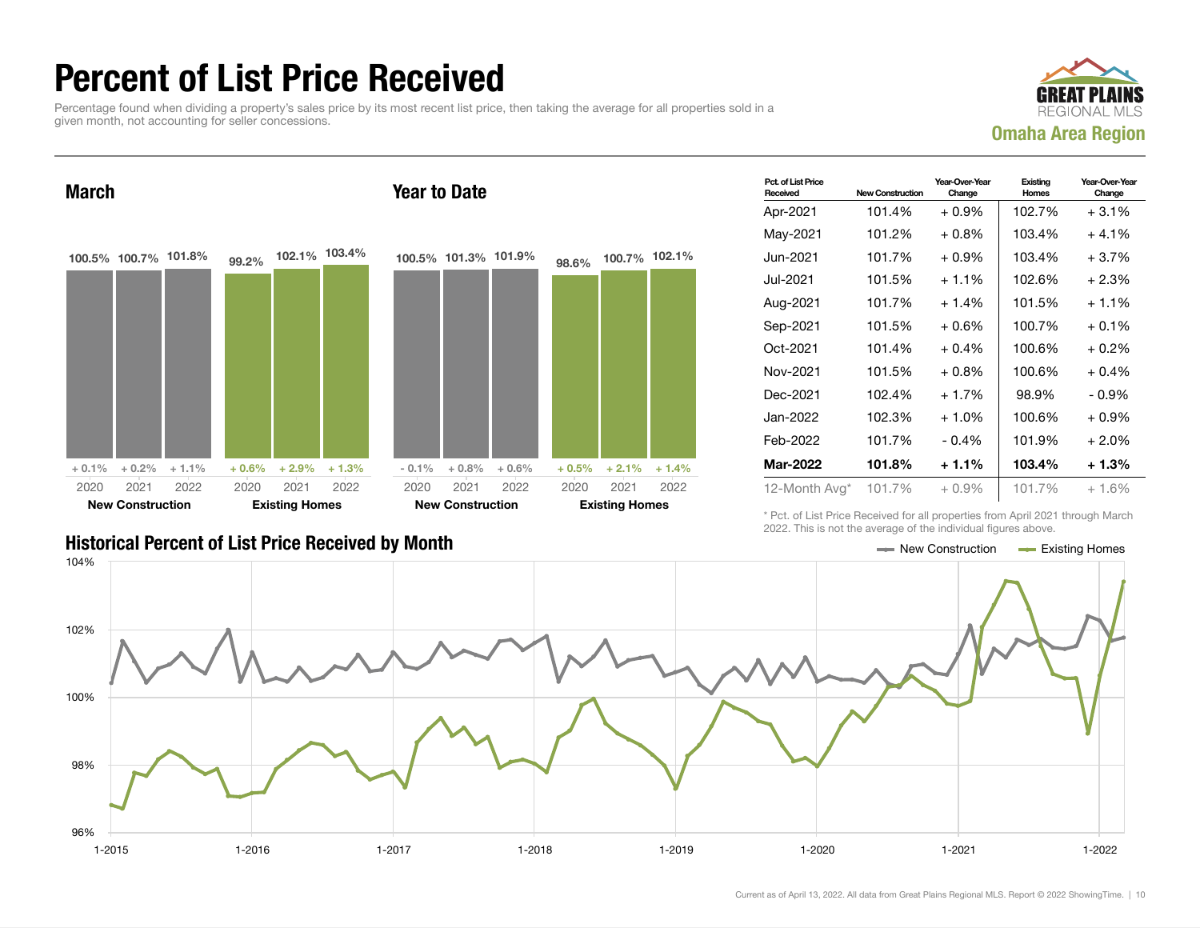# Percent of List Price Received

Percentage found when dividing a property's sales price by its most recent list price, then taking the average for all properties sold in a given month, not accounting for seller concessions.

GREAT PLAINS REGIONAL MLS

**Omaha Area Region**

## March

| | 2020 | 2021 | 2022 |
|---|---|---|---|
| New Construction | 100.5% | 100.7% | 101.8% |
| Change | + 0.1% | + 0.2% | + 1.1% |
| Existing Homes | 99.2% | 102.1% | 103.4% |
| Change | + 0.6% | + 2.9% | + 1.3% |

## Year to Date

| | 2020 | 2021 | 2022 |
|---|---|---|---|
| New Construction | 100.5% | 101.3% | 101.9% |
| Change | - 0.1% | + 0.8% | + 0.6% |
| Existing Homes | 98.6% | 100.7% | 102.1% |
| Change | + 0.5% | + 2.1% | + 1.4% |

| Pct. of List Price Received | New Construction | Year-Over-Year Change | Existing Homes | Year-Over-Year Change |
|---|---|---|---|---|
| Apr-2021 | 101.4% | + 0.9% | 102.7% | + 3.1% |
| May-2021 | 101.2% | + 0.8% | 103.4% | + 4.1% |
| Jun-2021 | 101.7% | + 0.9% | 103.4% | + 3.7% |
| Jul-2021 | 101.5% | + 1.1% | 102.6% | + 2.3% |
| Aug-2021 | 101.7% | + 1.4% | 101.5% | + 1.1% |
| Sep-2021 | 101.5% | + 0.6% | 100.7% | + 0.1% |
| Oct-2021 | 101.4% | + 0.4% | 100.6% | + 0.2% |
| Nov-2021 | 101.5% | + 0.8% | 100.6% | + 0.4% |
| Dec-2021 | 102.4% | + 1.7% | 98.9% | - 0.9% |
| Jan-2022 | 102.3% | + 1.0% | 100.6% | + 0.9% |
| Feb-2022 | 101.7% | - 0.4% | 101.9% | + 2.0% |
| **Mar-2022** | **101.8%** | **+ 1.1%** | **103.4%** | **+ 1.3%** |
| 12-Month Avg* | 101.7% | + 0.9% | 101.7% | + 1.6% |

\* Pct. of List Price Received for all properties from April 2021 through March 2022. This is not the average of the individual figures above.

## Historical Percent of List Price Received by Month

Legend: New Construction, Existing Homes

Y-axis: 96%, 98%, 100%, 102%, 104%

X-axis: 1-2015, 1-2016, 1-2017, 1-2018, 1-2019, 1-2020, 1-2021, 1-2022

Current as of April 13, 2022. All data from Great Plains Regional MLS. Report © 2022 ShowingTime.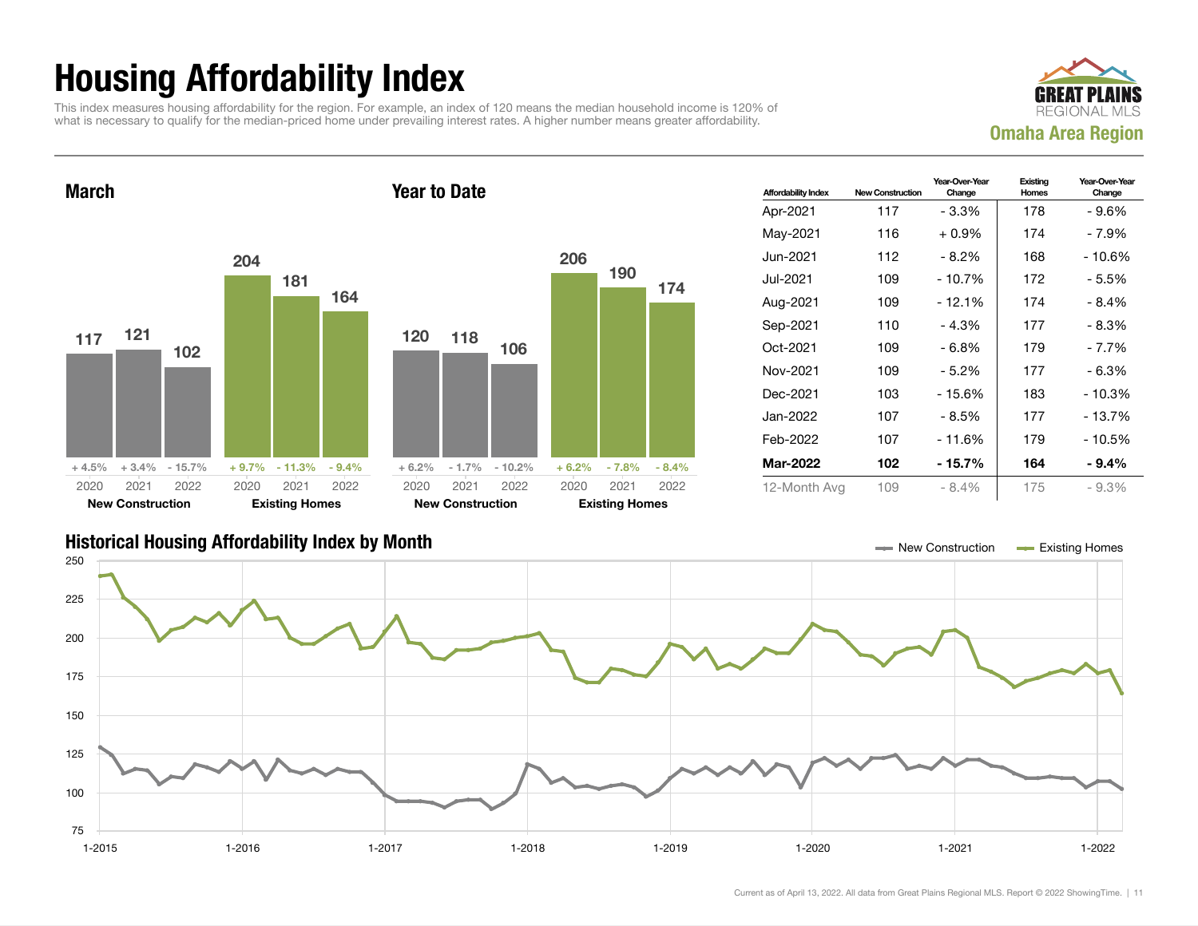# Housing Affordability Index

This index measures housing affordability for the region. For example, an index of 120 means the median household income is 120% of what is necessary to qualify for the median-priced home under prevailing interest rates. A higher number means greater affordability.

**GREAT PLAINS REGIONAL MLS**
**Omaha Area Region**

## March

| | 2020 | 2021 | 2022 |
|---|---|---|---|
| New Construction | 117 (+ 4.5%) | 121 (+ 3.4%) | 102 (- 15.7%) |
| Existing Homes | 204 (+ 9.7%) | 181 (- 11.3%) | 164 (- 9.4%) |

## Year to Date

| | 2020 | 2021 | 2022 |
|---|---|---|---|
| New Construction | 120 (+ 6.2%) | 118 (- 1.7%) | 106 (- 10.2%) |
| Existing Homes | 206 (+ 6.2%) | 190 (- 7.8%) | 174 (- 8.4%) |

| Affordability Index | New Construction | Year-Over-Year Change | Existing Homes | Year-Over-Year Change |
|---|---|---|---|---|
| Apr-2021 | 117 | - 3.3% | 178 | - 9.6% |
| May-2021 | 116 | + 0.9% | 174 | - 7.9% |
| Jun-2021 | 112 | - 8.2% | 168 | - 10.6% |
| Jul-2021 | 109 | - 10.7% | 172 | - 5.5% |
| Aug-2021 | 109 | - 12.1% | 174 | - 8.4% |
| Sep-2021 | 110 | - 4.3% | 177 | - 8.3% |
| Oct-2021 | 109 | - 6.8% | 179 | - 7.7% |
| Nov-2021 | 109 | - 5.2% | 177 | - 6.3% |
| Dec-2021 | 103 | - 15.6% | 183 | - 10.3% |
| Jan-2022 | 107 | - 8.5% | 177 | - 13.7% |
| Feb-2022 | 107 | - 11.6% | 179 | - 10.5% |
| **Mar-2022** | **102** | **- 15.7%** | **164** | **- 9.4%** |
| 12-Month Avg | 109 | - 8.4% | 175 | - 9.3% |

## Historical Housing Affordability Index by Month

New Construction — Existing Homes

Current as of April 13, 2022. All data from Great Plains Regional MLS. Report © 2022 ShowingTime.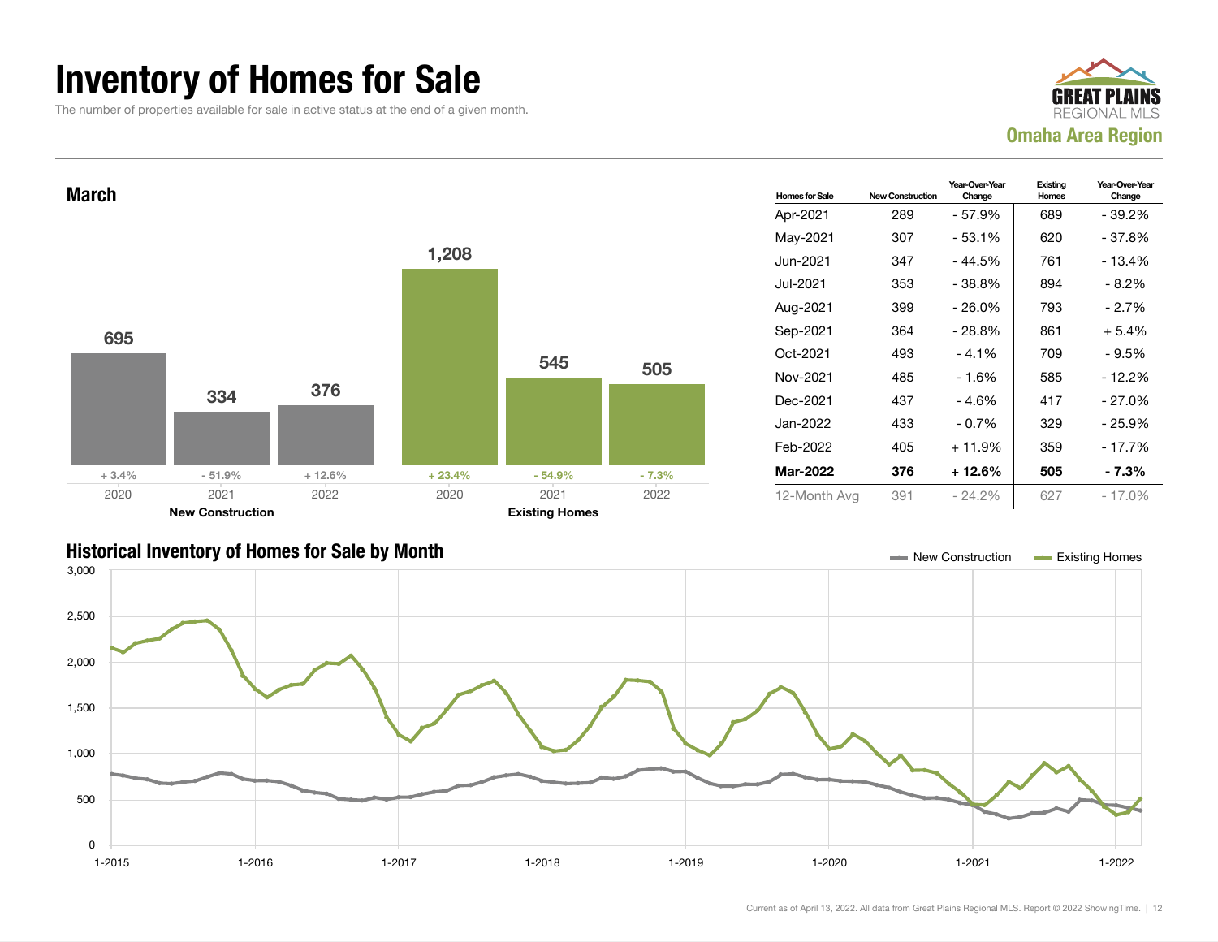# Inventory of Homes for Sale

The number of properties available for sale in active status at the end of a given month.

GREAT PLAINS REGIONAL MLS
Omaha Area Region

## March

| | 2020 | 2021 | 2022 |
|---|---|---|---|
| New Construction | 695 (+ 3.4%) | 334 (- 51.9%) | 376 (+ 12.6%) |
| Existing Homes | 1,208 (+ 23.4%) | 545 (- 54.9%) | 505 (- 7.3%) |

| Homes for Sale | New Construction | Year-Over-Year Change | Existing Homes | Year-Over-Year Change |
|---|---|---|---|---|
| Apr-2021 | 289 | - 57.9% | 689 | - 39.2% |
| May-2021 | 307 | - 53.1% | 620 | - 37.8% |
| Jun-2021 | 347 | - 44.5% | 761 | - 13.4% |
| Jul-2021 | 353 | - 38.8% | 894 | - 8.2% |
| Aug-2021 | 399 | - 26.0% | 793 | - 2.7% |
| Sep-2021 | 364 | - 28.8% | 861 | + 5.4% |
| Oct-2021 | 493 | - 4.1% | 709 | - 9.5% |
| Nov-2021 | 485 | - 1.6% | 585 | - 12.2% |
| Dec-2021 | 437 | - 4.6% | 417 | - 27.0% |
| Jan-2022 | 433 | - 0.7% | 329 | - 25.9% |
| Feb-2022 | 405 | + 11.9% | 359 | - 17.7% |
| **Mar-2022** | **376** | **+ 12.6%** | **505** | **- 7.3%** |
| 12-Month Avg | 391 | - 24.2% | 627 | - 17.0% |

## Historical Inventory of Homes for Sale by Month

Legend: New Construction, Existing Homes

Y-axis: 0 – 3,000; X-axis: 1-2015 through 1-2022

Current as of April 13, 2022. All data from Great Plains Regional MLS. Report © 2022 ShowingTime.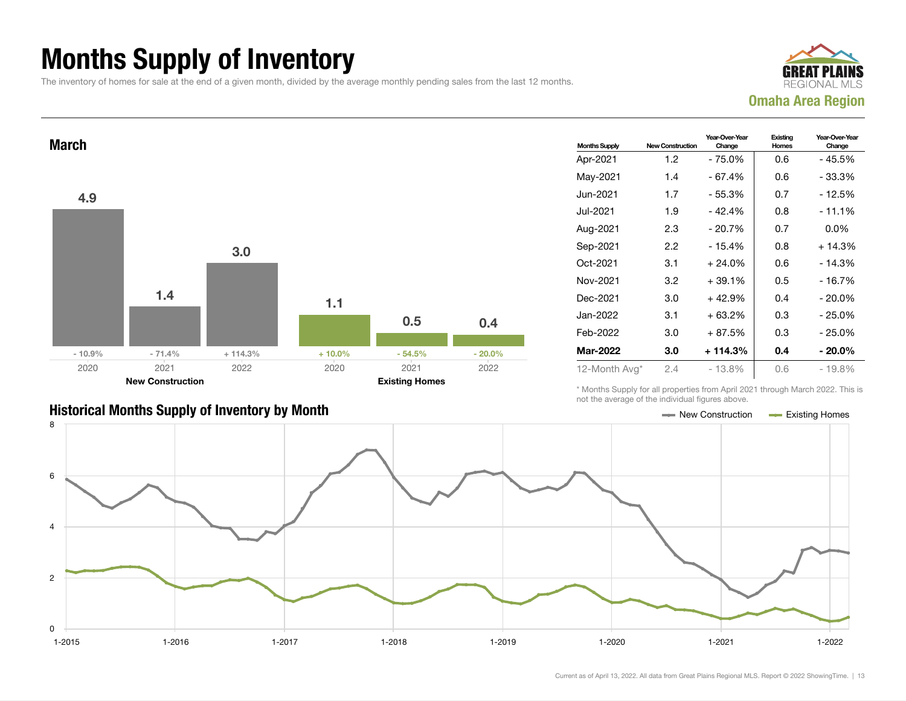# Months Supply of Inventory

The inventory of homes for sale at the end of a given month, divided by the average monthly pending sales from the last 12 months.

GREAT PLAINS REGIONAL MLS

**Omaha Area Region**

## March

| | 2020 | 2021 | 2022 |
|---|---|---|---|
| **New Construction** | 4.9 | 1.4 | 3.0 |
| Change | - 10.9% | - 71.4% | + 114.3% |
| **Existing Homes** | 1.1 | 0.5 | 0.4 |
| Change | + 10.0% | - 54.5% | - 20.0% |

| Months Supply | New Construction | Year-Over-Year Change | Existing Homes | Year-Over-Year Change |
|---|---|---|---|---|
| Apr-2021 | 1.2 | - 75.0% | 0.6 | - 45.5% |
| May-2021 | 1.4 | - 67.4% | 0.6 | - 33.3% |
| Jun-2021 | 1.7 | - 55.3% | 0.7 | - 12.5% |
| Jul-2021 | 1.9 | - 42.4% | 0.8 | - 11.1% |
| Aug-2021 | 2.3 | - 20.7% | 0.7 | 0.0% |
| Sep-2021 | 2.2 | - 15.4% | 0.8 | + 14.3% |
| Oct-2021 | 3.1 | + 24.0% | 0.6 | - 14.3% |
| Nov-2021 | 3.2 | + 39.1% | 0.5 | - 16.7% |
| Dec-2021 | 3.0 | + 42.9% | 0.4 | - 20.0% |
| Jan-2022 | 3.1 | + 63.2% | 0.3 | - 25.0% |
| Feb-2022 | 3.0 | + 87.5% | 0.3 | - 25.0% |
| **Mar-2022** | **3.0** | **+ 114.3%** | **0.4** | **- 20.0%** |
| 12-Month Avg* | 2.4 | - 13.8% | 0.6 | - 19.8% |

\* Months Supply for all properties from April 2021 through March 2022. This is not the average of the individual figures above.

## Historical Months Supply of Inventory by Month

New Construction — Existing Homes

Current as of April 13, 2022. All data from Great Plains Regional MLS. Report © 2022 ShowingTime.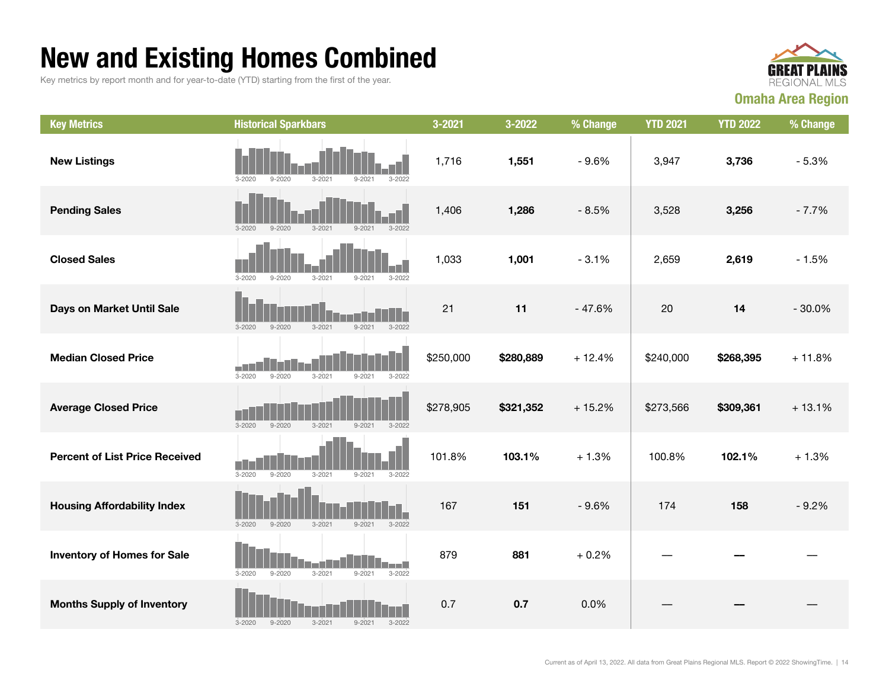# New and Existing Homes Combined

Key metrics by report month and for year-to-date (YTD) starting from the first of the year.

GREAT PLAINS REGIONAL MLS

**Omaha Area Region**

| Key Metrics | Historical Sparkbars | 3-2021 | 3-2022 | % Change | YTD 2021 | YTD 2022 | % Change |
|---|---|---|---|---|---|---|---|
| **New Listings** | 3-2020 9-2020 3-2021 9-2021 3-2022 | 1,716 | **1,551** | - 9.6% | 3,947 | **3,736** | - 5.3% |
| **Pending Sales** | 3-2020 9-2020 3-2021 9-2021 3-2022 | 1,406 | **1,286** | - 8.5% | 3,528 | **3,256** | - 7.7% |
| **Closed Sales** | 3-2020 9-2020 3-2021 9-2021 3-2022 | 1,033 | **1,001** | - 3.1% | 2,659 | **2,619** | - 1.5% |
| **Days on Market Until Sale** | 3-2020 9-2020 3-2021 9-2021 3-2022 | 21 | **11** | - 47.6% | 20 | **14** | - 30.0% |
| **Median Closed Price** | 3-2020 9-2020 3-2021 9-2021 3-2022 | $250,000 | **$280,889** | + 12.4% | $240,000 | **$268,395** | + 11.8% |
| **Average Closed Price** | 3-2020 9-2020 3-2021 9-2021 3-2022 | $278,905 | **$321,352** | + 15.2% | $273,566 | **$309,361** | + 13.1% |
| **Percent of List Price Received** | 3-2020 9-2020 3-2021 9-2021 3-2022 | 101.8% | **103.1%** | + 1.3% | 100.8% | **102.1%** | + 1.3% |
| **Housing Affordability Index** | 3-2020 9-2020 3-2021 9-2021 3-2022 | 167 | **151** | - 9.6% | 174 | **158** | - 9.2% |
| **Inventory of Homes for Sale** | 3-2020 9-2020 3-2021 9-2021 3-2022 | 879 | **881** | + 0.2% | — | **—** | — |
| **Months Supply of Inventory** | 3-2020 9-2020 3-2021 9-2021 3-2022 | 0.7 | **0.7** | 0.0% | — | **—** | — |

Current as of April 13, 2022. All data from Great Plains Regional MLS. Report © 2022 ShowingTime.